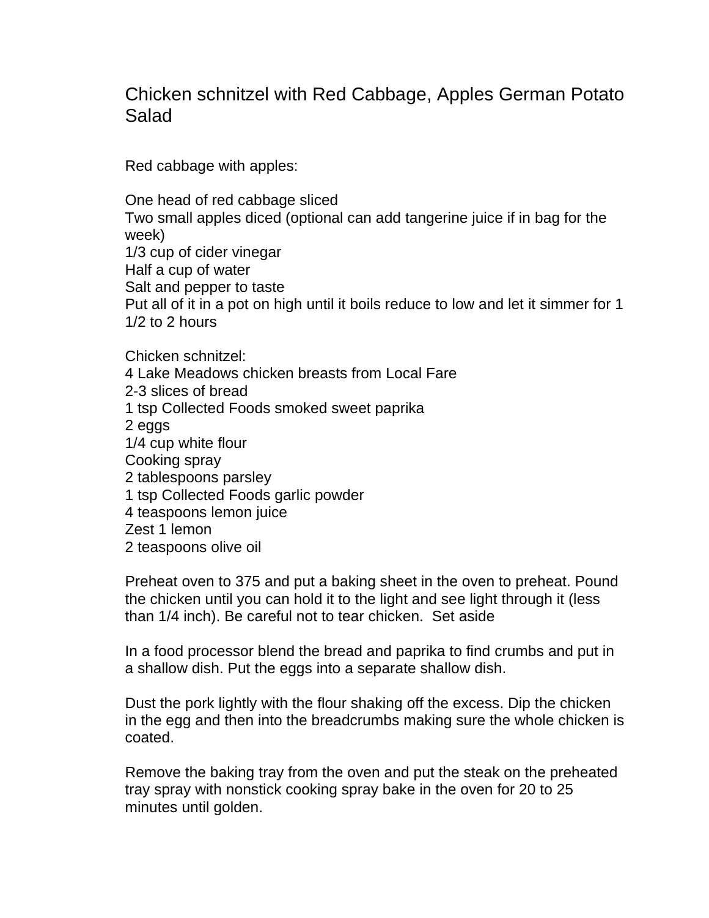# Chicken schnitzel with Red Cabbage, Apples German Potato Salad

Red cabbage with apples:

One head of red cabbage sliced
Two small apples diced (optional can add tangerine juice if in bag for the week)
1/3 cup of cider vinegar
Half a cup of water
Salt and pepper to taste
Put all of it in a pot on high until it boils reduce to low and let it simmer for 1 1/2 to 2 hours

Chicken schnitzel:
4 Lake Meadows chicken breasts from Local Fare
2-3 slices of bread
1 tsp Collected Foods smoked sweet paprika
2 eggs
1/4 cup white flour
Cooking spray
2 tablespoons parsley
1 tsp Collected Foods garlic powder
4 teaspoons lemon juice
Zest 1 lemon
2 teaspoons olive oil

Preheat oven to 375 and put a baking sheet in the oven to preheat. Pound the chicken until you can hold it to the light and see light through it (less than 1/4 inch). Be careful not to tear chicken. Set aside

In a food processor blend the bread and paprika to find crumbs and put in a shallow dish. Put the eggs into a separate shallow dish.

Dust the pork lightly with the flour shaking off the excess. Dip the chicken in the egg and then into the breadcrumbs making sure the whole chicken is coated.

Remove the baking tray from the oven and put the steak on the preheated tray spray with nonstick cooking spray bake in the oven for 20 to 25 minutes until golden.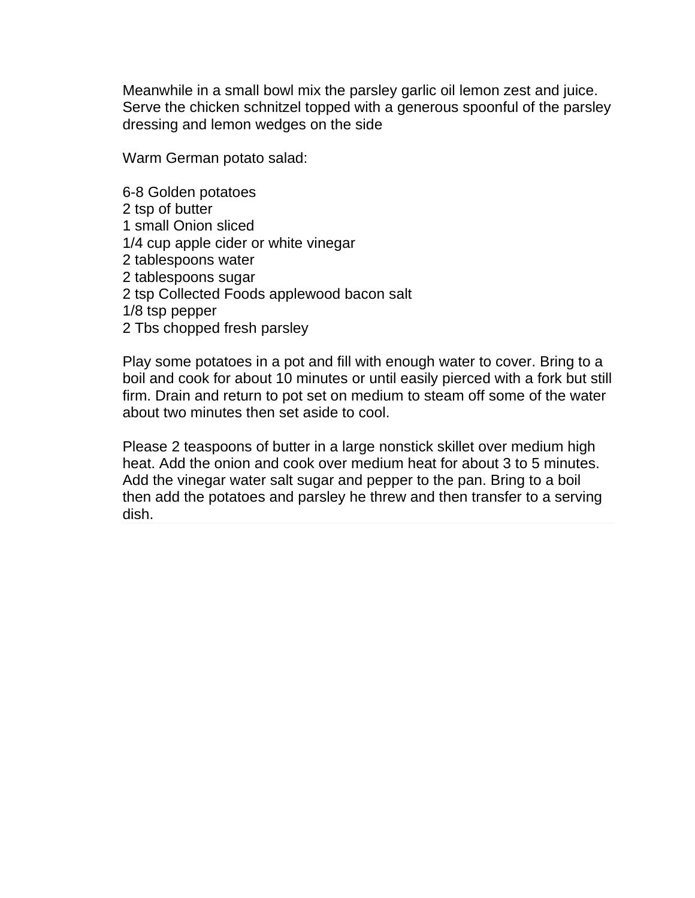Meanwhile in a small bowl mix the parsley garlic oil lemon zest and juice. Serve the chicken schnitzel topped with a generous spoonful of the parsley dressing and lemon wedges on the side

Warm German potato salad:

6-8 Golden potatoes
2 tsp of butter
1 small Onion sliced
1/4 cup apple cider or white vinegar
2 tablespoons water
2 tablespoons sugar
2 tsp Collected Foods applewood bacon salt
1/8 tsp pepper
2 Tbs chopped fresh parsley

Play some potatoes in a pot and fill with enough water to cover. Bring to a boil and cook for about 10 minutes or until easily pierced with a fork but still firm. Drain and return to pot set on medium to steam off some of the water about two minutes then set aside to cool.

Please 2 teaspoons of butter in a large nonstick skillet over medium high heat. Add the onion and cook over medium heat for about 3 to 5 minutes. Add the vinegar water salt sugar and pepper to the pan. Bring to a boil then add the potatoes and parsley he threw and then transfer to a serving dish.